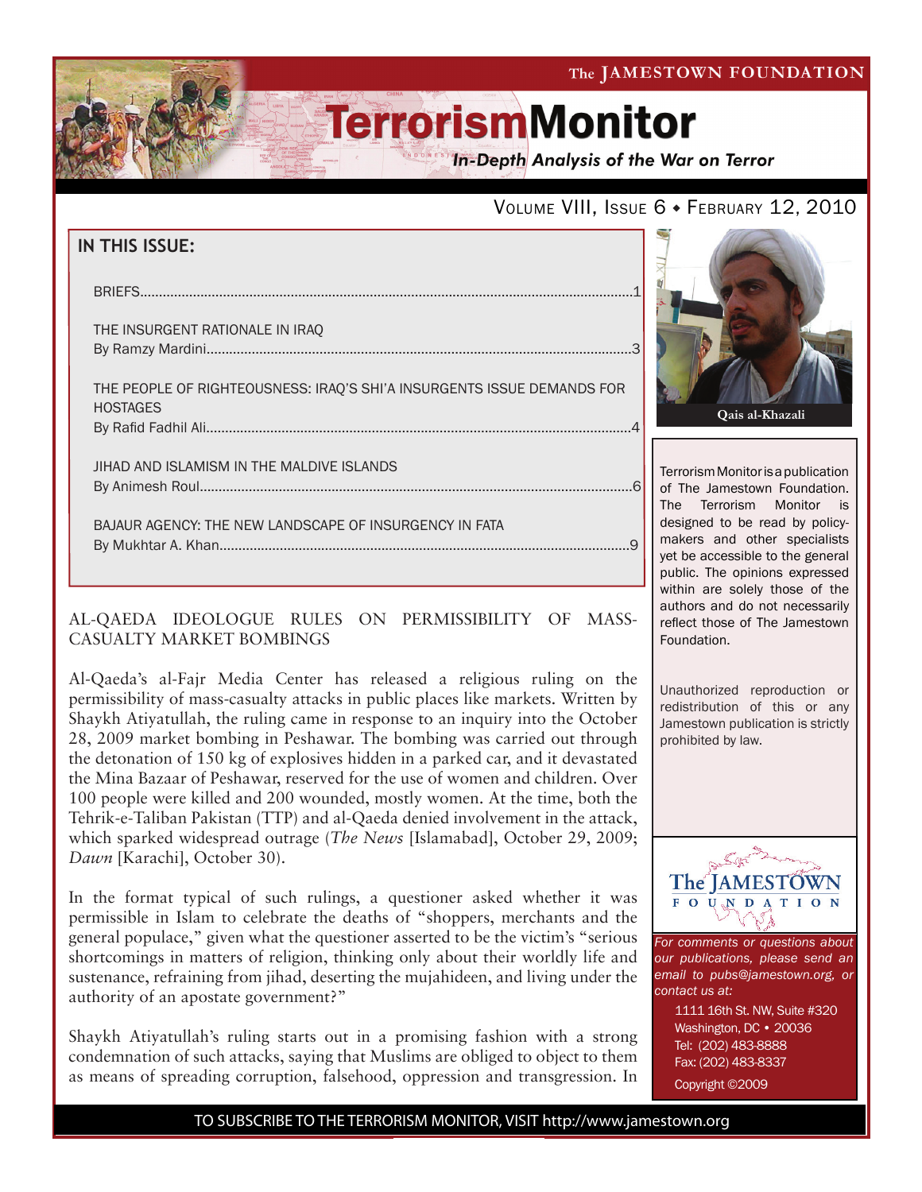The JAMESTOWN FOUNDATION

# TerrorismMonitor

*In-Depth Analysis of the War on Terror*

Volume VIII, Issue 6 • February 12, 2010

## IN THIS ISSUE:

BRIEFS....1

THE INSURGENT RATIONALE IN IRAQ
By Ramzy Mardini....3

THE PEOPLE OF RIGHTEOUSNESS: IRAQ'S SHI'A INSURGENTS ISSUE DEMANDS FOR HOSTAGES
By Rafid Fadhil Ali....4

JIHAD AND ISLAMISM IN THE MALDIVE ISLANDS
By Animesh Roul....6

BAJAUR AGENCY: THE NEW LANDSCAPE OF INSURGENCY IN FATA
By Mukhtar A. Khan....9

Qais al-Khazali

Terrorism Monitor is a publication of The Jamestown Foundation. The Terrorism Monitor is designed to be read by policy-makers and other specialists yet be accessible to the general public. The opinions expressed within are solely those of the authors and do not necessarily reflect those of The Jamestown Foundation.

Unauthorized reproduction or redistribution of this or any Jamestown publication is strictly prohibited by law.

The JAMESTOWN FOUNDATION

*For comments or questions about our publications, please send an email to pubs@jamestown.org, or contact us at:*

1111 16th St. NW, Suite #320
Washington, DC • 20036
Tel: (202) 483-8888
Fax: (202) 483-8337
Copyright ©2009

## AL-QAEDA IDEOLOGUE RULES ON PERMISSIBILITY OF MASS-CASUALTY MARKET BOMBINGS

Al-Qaeda's al-Fajr Media Center has released a religious ruling on the permissibility of mass-casualty attacks in public places like markets. Written by Shaykh Atiyatullah, the ruling came in response to an inquiry into the October 28, 2009 market bombing in Peshawar. The bombing was carried out through the detonation of 150 kg of explosives hidden in a parked car, and it devastated the Mina Bazaar of Peshawar, reserved for the use of women and children. Over 100 people were killed and 200 wounded, mostly women. At the time, both the Tehrik-e-Taliban Pakistan (TTP) and al-Qaeda denied involvement in the attack, which sparked widespread outrage (*The News* [Islamabad], October 29, 2009; *Dawn* [Karachi], October 30).

In the format typical of such rulings, a questioner asked whether it was permissible in Islam to celebrate the deaths of "shoppers, merchants and the general populace," given what the questioner asserted to be the victim's "serious shortcomings in matters of religion, thinking only about their worldly life and sustenance, refraining from jihad, deserting the mujahideen, and living under the authority of an apostate government?"

Shaykh Atiyatullah's ruling starts out in a promising fashion with a strong condemnation of such attacks, saying that Muslims are obliged to object to them as means of spreading corruption, falsehood, oppression and transgression. In

TO SUBSCRIBE TO THE TERRORISM MONITOR, VISIT http://www.jamestown.org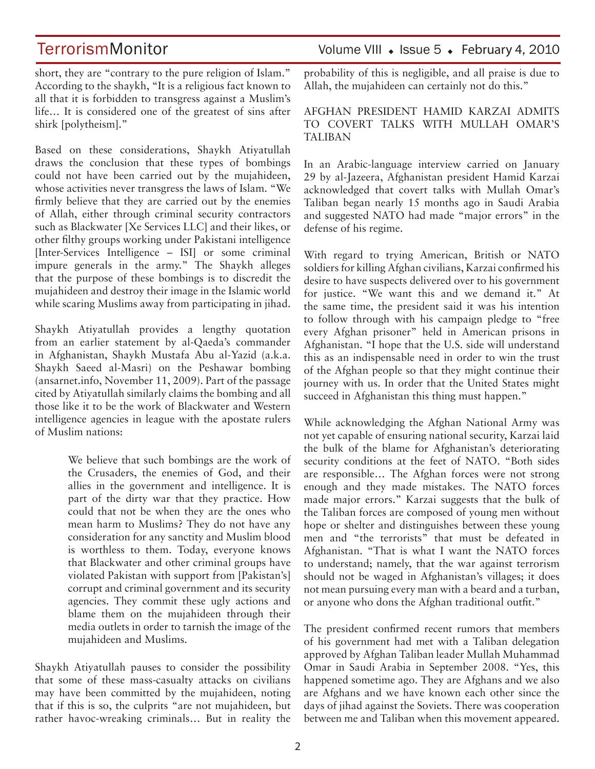short, they are "contrary to the pure religion of Islam." According to the shaykh, "It is a religious fact known to all that it is forbidden to transgress against a Muslim's life… It is considered one of the greatest of sins after shirk [polytheism]."

Based on these considerations, Shaykh Atiyatullah draws the conclusion that these types of bombings could not have been carried out by the mujahideen, whose activities never transgress the laws of Islam. "We firmly believe that they are carried out by the enemies of Allah, either through criminal security contractors such as Blackwater [Xe Services LLC] and their likes, or other filthy groups working under Pakistani intelligence [Inter-Services Intelligence – ISI] or some criminal impure generals in the army." The Shaykh alleges that the purpose of these bombings is to discredit the mujahideen and destroy their image in the Islamic world while scaring Muslims away from participating in jihad.

Shaykh Atiyatullah provides a lengthy quotation from an earlier statement by al-Qaeda's commander in Afghanistan, Shaykh Mustafa Abu al-Yazid (a.k.a. Shaykh Saeed al-Masri) on the Peshawar bombing (ansarnet.info, November 11, 2009). Part of the passage cited by Atiyatullah similarly claims the bombing and all those like it to be the work of Blackwater and Western intelligence agencies in league with the apostate rulers of Muslim nations:

> We believe that such bombings are the work of the Crusaders, the enemies of God, and their allies in the government and intelligence. It is part of the dirty war that they practice. How could that not be when they are the ones who mean harm to Muslims? They do not have any consideration for any sanctity and Muslim blood is worthless to them. Today, everyone knows that Blackwater and other criminal groups have violated Pakistan with support from [Pakistan's] corrupt and criminal government and its security agencies. They commit these ugly actions and blame them on the mujahideen through their media outlets in order to tarnish the image of the mujahideen and Muslims.

Shaykh Atiyatullah pauses to consider the possibility that some of these mass-casualty attacks on civilians may have been committed by the mujahideen, noting that if this is so, the culprits "are not mujahideen, but rather havoc-wreaking criminals… But in reality the probability of this is negligible, and all praise is due to Allah, the mujahideen can certainly not do this."

## AFGHAN PRESIDENT HAMID KARZAI ADMITS TO COVERT TALKS WITH MULLAH OMAR'S TALIBAN

In an Arabic-language interview carried on January 29 by al-Jazeera, Afghanistan president Hamid Karzai acknowledged that covert talks with Mullah Omar's Taliban began nearly 15 months ago in Saudi Arabia and suggested NATO had made "major errors" in the defense of his regime.

With regard to trying American, British or NATO soldiers for killing Afghan civilians, Karzai confirmed his desire to have suspects delivered over to his government for justice. "We want this and we demand it." At the same time, the president said it was his intention to follow through with his campaign pledge to "free every Afghan prisoner" held in American prisons in Afghanistan. "I hope that the U.S. side will understand this as an indispensable need in order to win the trust of the Afghan people so that they might continue their journey with us. In order that the United States might succeed in Afghanistan this thing must happen."

While acknowledging the Afghan National Army was not yet capable of ensuring national security, Karzai laid the bulk of the blame for Afghanistan's deteriorating security conditions at the feet of NATO. "Both sides are responsible… The Afghan forces were not strong enough and they made mistakes. The NATO forces made major errors." Karzai suggests that the bulk of the Taliban forces are composed of young men without hope or shelter and distinguishes between these young men and "the terrorists" that must be defeated in Afghanistan. "That is what I want the NATO forces to understand; namely, that the war against terrorism should not be waged in Afghanistan's villages; it does not mean pursuing every man with a beard and a turban, or anyone who dons the Afghan traditional outfit."

The president confirmed recent rumors that members of his government had met with a Taliban delegation approved by Afghan Taliban leader Mullah Muhammad Omar in Saudi Arabia in September 2008. "Yes, this happened sometime ago. They are Afghans and we also are Afghans and we have known each other since the days of jihad against the Soviets. There was cooperation between me and Taliban when this movement appeared.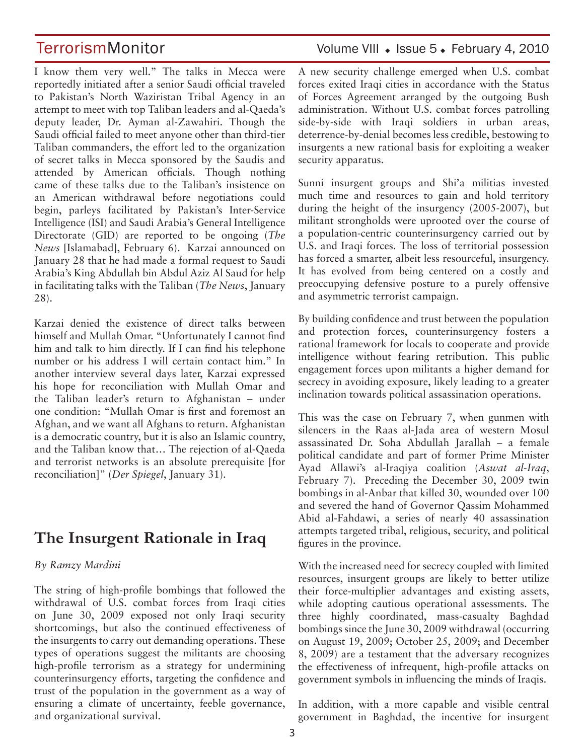I know them very well." The talks in Mecca were reportedly initiated after a senior Saudi official traveled to Pakistan's North Waziristan Tribal Agency in an attempt to meet with top Taliban leaders and al-Qaeda's deputy leader, Dr. Ayman al-Zawahiri. Though the Saudi official failed to meet anyone other than third-tier Taliban commanders, the effort led to the organization of secret talks in Mecca sponsored by the Saudis and attended by American officials. Though nothing came of these talks due to the Taliban's insistence on an American withdrawal before negotiations could begin, parleys facilitated by Pakistan's Inter-Service Intelligence (ISI) and Saudi Arabia's General Intelligence Directorate (GID) are reported to be ongoing (*The News* [Islamabad], February 6). Karzai announced on January 28 that he had made a formal request to Saudi Arabia's King Abdullah bin Abdul Aziz Al Saud for help in facilitating talks with the Taliban (*The News*, January 28).

Karzai denied the existence of direct talks between himself and Mullah Omar. "Unfortunately I cannot find him and talk to him directly. If I can find his telephone number or his address I will certain contact him." In another interview several days later, Karzai expressed his hope for reconciliation with Mullah Omar and the Taliban leader's return to Afghanistan – under one condition: "Mullah Omar is first and foremost an Afghan, and we want all Afghans to return. Afghanistan is a democratic country, but it is also an Islamic country, and the Taliban know that… The rejection of al-Qaeda and terrorist networks is an absolute prerequisite [for reconciliation]" (*Der Spiegel*, January 31).

## The Insurgent Rationale in Iraq

*By Ramzy Mardini*

The string of high-profile bombings that followed the withdrawal of U.S. combat forces from Iraqi cities on June 30, 2009 exposed not only Iraqi security shortcomings, but also the continued effectiveness of the insurgents to carry out demanding operations. These types of operations suggest the militants are choosing high-profile terrorism as a strategy for undermining counterinsurgency efforts, targeting the confidence and trust of the population in the government as a way of ensuring a climate of uncertainty, feeble governance, and organizational survival.

A new security challenge emerged when U.S. combat forces exited Iraqi cities in accordance with the Status of Forces Agreement arranged by the outgoing Bush administration. Without U.S. combat forces patrolling side-by-side with Iraqi soldiers in urban areas, deterrence-by-denial becomes less credible, bestowing to insurgents a new rational basis for exploiting a weaker security apparatus.

Sunni insurgent groups and Shi'a militias invested much time and resources to gain and hold territory during the height of the insurgency (2005-2007), but militant strongholds were uprooted over the course of a population-centric counterinsurgency carried out by U.S. and Iraqi forces. The loss of territorial possession has forced a smarter, albeit less resourceful, insurgency. It has evolved from being centered on a costly and preoccupying defensive posture to a purely offensive and asymmetric terrorist campaign.

By building confidence and trust between the population and protection forces, counterinsurgency fosters a rational framework for locals to cooperate and provide intelligence without fearing retribution. This public engagement forces upon militants a higher demand for secrecy in avoiding exposure, likely leading to a greater inclination towards political assassination operations.

This was the case on February 7, when gunmen with silencers in the Raas al-Jada area of western Mosul assassinated Dr. Soha Abdullah Jarallah – a female political candidate and part of former Prime Minister Ayad Allawi's al-Iraqiya coalition (*Aswat al-Iraq*, February 7). Preceding the December 30, 2009 twin bombings in al-Anbar that killed 30, wounded over 100 and severed the hand of Governor Qassim Mohammed Abid al-Fahdawi, a series of nearly 40 assassination attempts targeted tribal, religious, security, and political figures in the province.

With the increased need for secrecy coupled with limited resources, insurgent groups are likely to better utilize their force-multiplier advantages and existing assets, while adopting cautious operational assessments. The three highly coordinated, mass-casualty Baghdad bombings since the June 30, 2009 withdrawal (occurring on August 19, 2009; October 25, 2009; and December 8, 2009) are a testament that the adversary recognizes the effectiveness of infrequent, high-profile attacks on government symbols in influencing the minds of Iraqis.

In addition, with a more capable and visible central government in Baghdad, the incentive for insurgent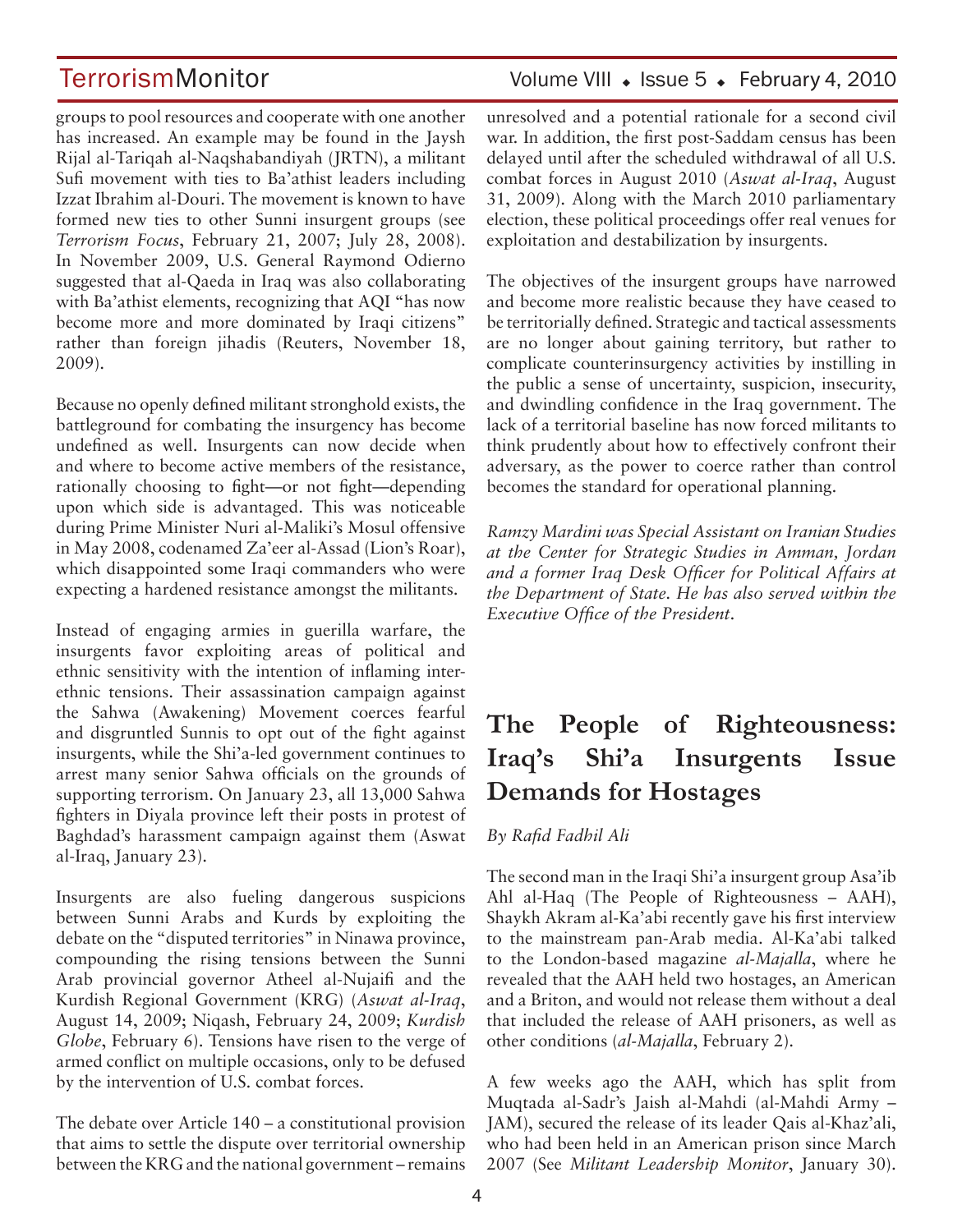groups to pool resources and cooperate with one another has increased. An example may be found in the Jaysh Rijal al-Tariqah al-Naqshabandiyah (JRTN), a militant Sufi movement with ties to Ba'athist leaders including Izzat Ibrahim al-Douri. The movement is known to have formed new ties to other Sunni insurgent groups (see *Terrorism Focus*, February 21, 2007; July 28, 2008). In November 2009, U.S. General Raymond Odierno suggested that al-Qaeda in Iraq was also collaborating with Ba'athist elements, recognizing that AQI "has now become more and more dominated by Iraqi citizens" rather than foreign jihadis (Reuters, November 18, 2009).

Because no openly defined militant stronghold exists, the battleground for combating the insurgency has become undefined as well. Insurgents can now decide when and where to become active members of the resistance, rationally choosing to fight—or not fight—depending upon which side is advantaged. This was noticeable during Prime Minister Nuri al-Maliki's Mosul offensive in May 2008, codenamed Za'eer al-Assad (Lion's Roar), which disappointed some Iraqi commanders who were expecting a hardened resistance amongst the militants.

Instead of engaging armies in guerilla warfare, the insurgents favor exploiting areas of political and ethnic sensitivity with the intention of inflaming inter-ethnic tensions. Their assassination campaign against the Sahwa (Awakening) Movement coerces fearful and disgruntled Sunnis to opt out of the fight against insurgents, while the Shi'a-led government continues to arrest many senior Sahwa officials on the grounds of supporting terrorism. On January 23, all 13,000 Sahwa fighters in Diyala province left their posts in protest of Baghdad's harassment campaign against them (Aswat al-Iraq, January 23).

Insurgents are also fueling dangerous suspicions between Sunni Arabs and Kurds by exploiting the debate on the "disputed territories" in Ninawa province, compounding the rising tensions between the Sunni Arab provincial governor Atheel al-Nujaifi and the Kurdish Regional Government (KRG) (*Aswat al-Iraq*, August 14, 2009; Niqash, February 24, 2009; *Kurdish Globe*, February 6). Tensions have risen to the verge of armed conflict on multiple occasions, only to be defused by the intervention of U.S. combat forces.

The debate over Article 140 – a constitutional provision that aims to settle the dispute over territorial ownership between the KRG and the national government – remains unresolved and a potential rationale for a second civil war. In addition, the first post-Saddam census has been delayed until after the scheduled withdrawal of all U.S. combat forces in August 2010 (*Aswat al-Iraq*, August 31, 2009). Along with the March 2010 parliamentary election, these political proceedings offer real venues for exploitation and destabilization by insurgents.

The objectives of the insurgent groups have narrowed and become more realistic because they have ceased to be territorially defined. Strategic and tactical assessments are no longer about gaining territory, but rather to complicate counterinsurgency activities by instilling in the public a sense of uncertainty, suspicion, insecurity, and dwindling confidence in the Iraq government. The lack of a territorial baseline has now forced militants to think prudently about how to effectively confront their adversary, as the power to coerce rather than control becomes the standard for operational planning.

*Ramzy Mardini was Special Assistant on Iranian Studies at the Center for Strategic Studies in Amman, Jordan and a former Iraq Desk Officer for Political Affairs at the Department of State. He has also served within the Executive Office of the President.*

# The People of Righteousness: Iraq's Shi'a Insurgents Issue Demands for Hostages

*By Rafid Fadhil Ali*

The second man in the Iraqi Shi'a insurgent group Asa'ib Ahl al-Haq (The People of Righteousness – AAH), Shaykh Akram al-Ka'abi recently gave his first interview to the mainstream pan-Arab media. Al-Ka'abi talked to the London-based magazine *al-Majalla*, where he revealed that the AAH held two hostages, an American and a Briton, and would not release them without a deal that included the release of AAH prisoners, as well as other conditions (*al-Majalla*, February 2).

A few weeks ago the AAH, which has split from Muqtada al-Sadr's Jaish al-Mahdi (al-Mahdi Army – JAM), secured the release of its leader Qais al-Khaz'ali, who had been held in an American prison since March 2007 (See *Militant Leadership Monitor*, January 30).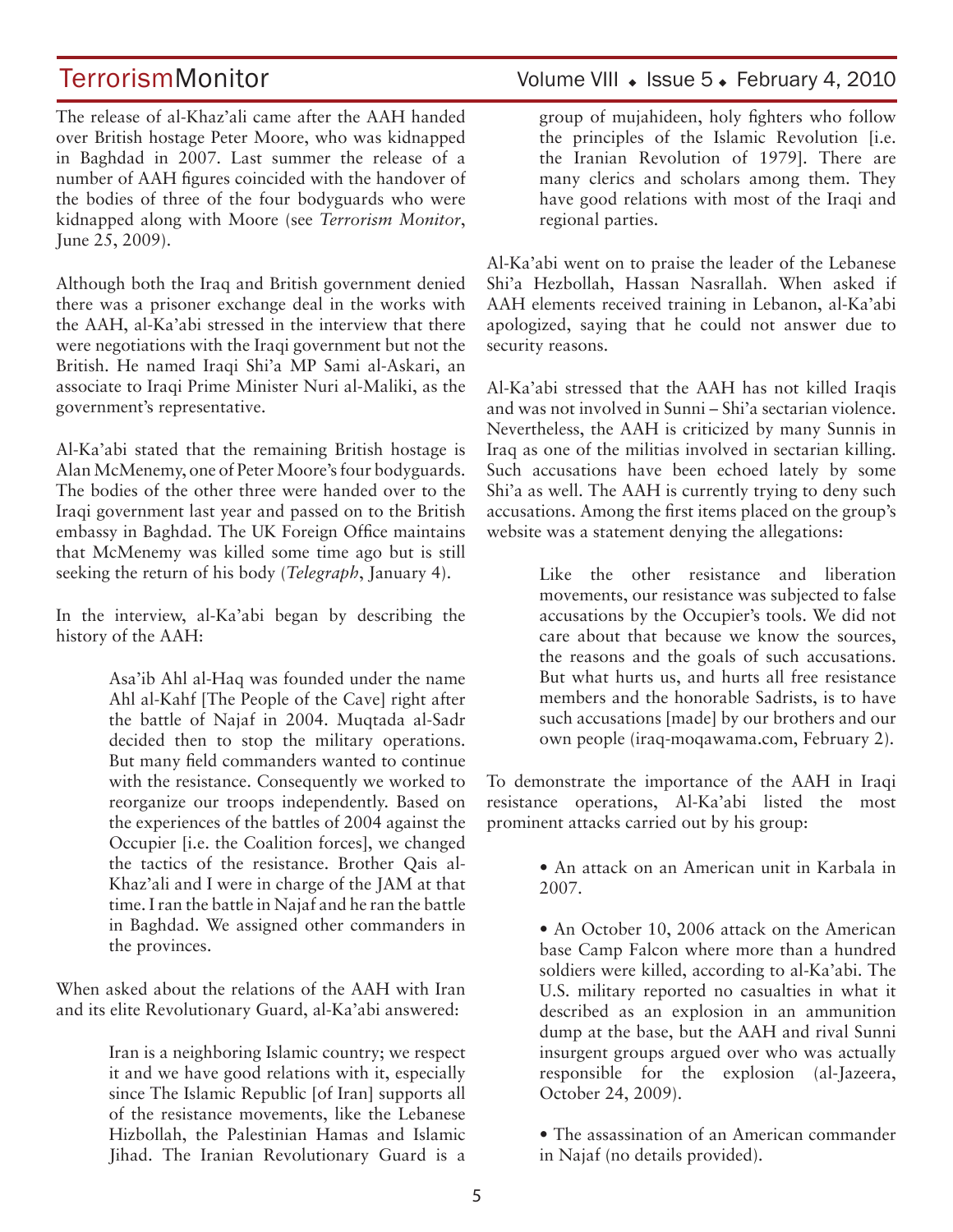The release of al-Khaz'ali came after the AAH handed over British hostage Peter Moore, who was kidnapped in Baghdad in 2007. Last summer the release of a number of AAH figures coincided with the handover of the bodies of three of the four bodyguards who were kidnapped along with Moore (see *Terrorism Monitor*, June 25, 2009).

Although both the Iraq and British government denied there was a prisoner exchange deal in the works with the AAH, al-Ka'abi stressed in the interview that there were negotiations with the Iraqi government but not the British. He named Iraqi Shi'a MP Sami al-Askari, an associate to Iraqi Prime Minister Nuri al-Maliki, as the government's representative.

Al-Ka'abi stated that the remaining British hostage is Alan McMenemy, one of Peter Moore's four bodyguards. The bodies of the other three were handed over to the Iraqi government last year and passed on to the British embassy in Baghdad. The UK Foreign Office maintains that McMenemy was killed some time ago but is still seeking the return of his body (*Telegraph*, January 4).

In the interview, al-Ka'abi began by describing the history of the AAH:

> Asa'ib Ahl al-Haq was founded under the name Ahl al-Kahf [The People of the Cave] right after the battle of Najaf in 2004. Muqtada al-Sadr decided then to stop the military operations. But many field commanders wanted to continue with the resistance. Consequently we worked to reorganize our troops independently. Based on the experiences of the battles of 2004 against the Occupier [i.e. the Coalition forces], we changed the tactics of the resistance. Brother Qais al-Khaz'ali and I were in charge of the JAM at that time. I ran the battle in Najaf and he ran the battle in Baghdad. We assigned other commanders in the provinces.

When asked about the relations of the AAH with Iran and its elite Revolutionary Guard, al-Ka'abi answered:

> Iran is a neighboring Islamic country; we respect it and we have good relations with it, especially since The Islamic Republic [of Iran] supports all of the resistance movements, like the Lebanese Hizbollah, the Palestinian Hamas and Islamic Jihad. The Iranian Revolutionary Guard is a group of mujahideen, holy fighters who follow the principles of the Islamic Revolution [i.e. the Iranian Revolution of 1979]. There are many clerics and scholars among them. They have good relations with most of the Iraqi and regional parties.

Al-Ka'abi went on to praise the leader of the Lebanese Shi'a Hezbollah, Hassan Nasrallah. When asked if AAH elements received training in Lebanon, al-Ka'abi apologized, saying that he could not answer due to security reasons.

Al-Ka'abi stressed that the AAH has not killed Iraqis and was not involved in Sunni – Shi'a sectarian violence. Nevertheless, the AAH is criticized by many Sunnis in Iraq as one of the militias involved in sectarian killing. Such accusations have been echoed lately by some Shi'a as well. The AAH is currently trying to deny such accusations. Among the first items placed on the group's website was a statement denying the allegations:

> Like the other resistance and liberation movements, our resistance was subjected to false accusations by the Occupier's tools. We did not care about that because we know the sources, the reasons and the goals of such accusations. But what hurts us, and hurts all free resistance members and the honorable Sadrists, is to have such accusations [made] by our brothers and our own people (iraq-moqawama.com, February 2).

To demonstrate the importance of the AAH in Iraqi resistance operations, Al-Ka'abi listed the most prominent attacks carried out by his group:

- An attack on an American unit in Karbala in 2007.
- An October 10, 2006 attack on the American base Camp Falcon where more than a hundred soldiers were killed, according to al-Ka'abi. The U.S. military reported no casualties in what it described as an explosion in an ammunition dump at the base, but the AAH and rival Sunni insurgent groups argued over who was actually responsible for the explosion (al-Jazeera, October 24, 2009).
- The assassination of an American commander in Najaf (no details provided).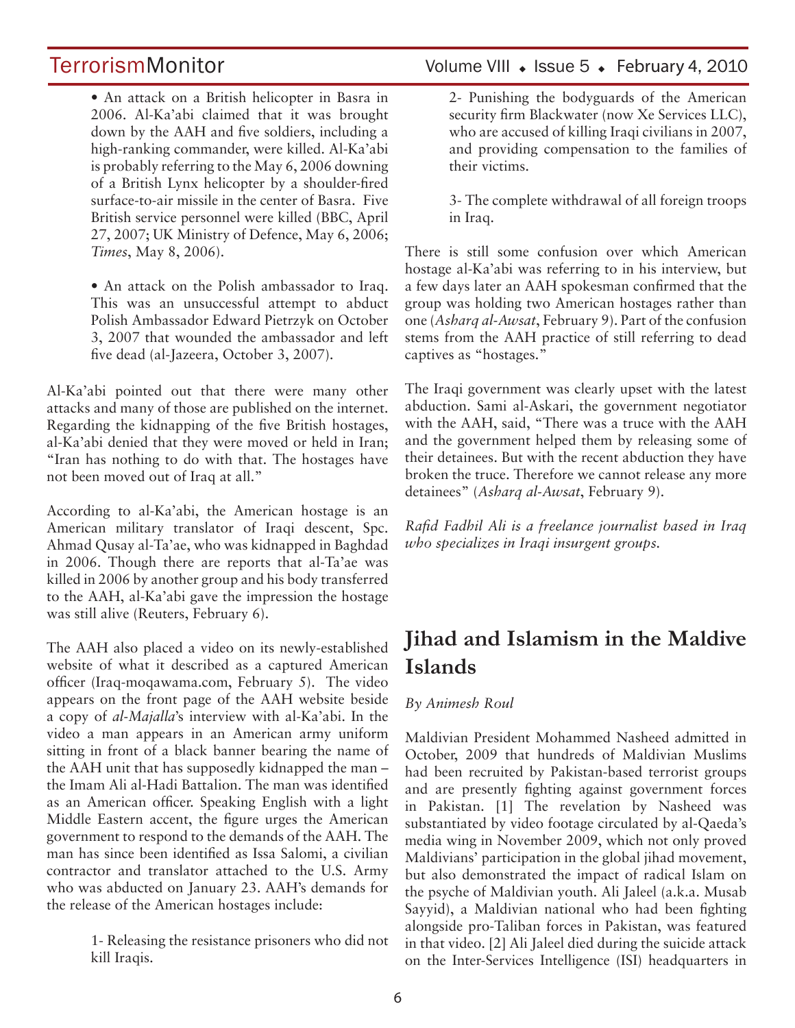- An attack on a British helicopter in Basra in 2006. Al-Ka'abi claimed that it was brought down by the AAH and five soldiers, including a high-ranking commander, were killed. Al-Ka'abi is probably referring to the May 6, 2006 downing of a British Lynx helicopter by a shoulder-fired surface-to-air missile in the center of Basra. Five British service personnel were killed (BBC, April 27, 2007; UK Ministry of Defence, May 6, 2006; *Times*, May 8, 2006).

- An attack on the Polish ambassador to Iraq. This was an unsuccessful attempt to abduct Polish Ambassador Edward Pietrzyk on October 3, 2007 that wounded the ambassador and left five dead (al-Jazeera, October 3, 2007).

Al-Ka'abi pointed out that there were many other attacks and many of those are published on the internet. Regarding the kidnapping of the five British hostages, al-Ka'abi denied that they were moved or held in Iran; "Iran has nothing to do with that. The hostages have not been moved out of Iraq at all."

According to al-Ka'abi, the American hostage is an American military translator of Iraqi descent, Spc. Ahmad Qusay al-Ta'ae, who was kidnapped in Baghdad in 2006. Though there are reports that al-Ta'ae was killed in 2006 by another group and his body transferred to the AAH, al-Ka'abi gave the impression the hostage was still alive (Reuters, February 6).

The AAH also placed a video on its newly-established website of what it described as a captured American officer (Iraq-moqawama.com, February 5). The video appears on the front page of the AAH website beside a copy of *al-Majalla*'s interview with al-Ka'abi. In the video a man appears in an American army uniform sitting in front of a black banner bearing the name of the AAH unit that has supposedly kidnapped the man – the Imam Ali al-Hadi Battalion. The man was identified as an American officer. Speaking English with a light Middle Eastern accent, the figure urges the American government to respond to the demands of the AAH. The man has since been identified as Issa Salomi, a civilian contractor and translator attached to the U.S. Army who was abducted on January 23. AAH's demands for the release of the American hostages include:

1- Releasing the resistance prisoners who did not kill Iraqis.

2- Punishing the bodyguards of the American security firm Blackwater (now Xe Services LLC), who are accused of killing Iraqi civilians in 2007, and providing compensation to the families of their victims.

3- The complete withdrawal of all foreign troops in Iraq.

There is still some confusion over which American hostage al-Ka'abi was referring to in his interview, but a few days later an AAH spokesman confirmed that the group was holding two American hostages rather than one (*Asharq al-Awsat*, February 9). Part of the confusion stems from the AAH practice of still referring to dead captives as "hostages."

The Iraqi government was clearly upset with the latest abduction. Sami al-Askari, the government negotiator with the AAH, said, "There was a truce with the AAH and the government helped them by releasing some of their detainees. But with the recent abduction they have broken the truce. Therefore we cannot release any more detainees" (*Asharq al-Awsat*, February 9).

*Rafid Fadhil Ali is a freelance journalist based in Iraq who specializes in Iraqi insurgent groups.*

# Jihad and Islamism in the Maldive Islands

*By Animesh Roul*

Maldivian President Mohammed Nasheed admitted in October, 2009 that hundreds of Maldivian Muslims had been recruited by Pakistan-based terrorist groups and are presently fighting against government forces in Pakistan. [1] The revelation by Nasheed was substantiated by video footage circulated by al-Qaeda's media wing in November 2009, which not only proved Maldivians' participation in the global jihad movement, but also demonstrated the impact of radical Islam on the psyche of Maldivian youth. Ali Jaleel (a.k.a. Musab Sayyid), a Maldivian national who had been fighting alongside pro-Taliban forces in Pakistan, was featured in that video. [2] Ali Jaleel died during the suicide attack on the Inter-Services Intelligence (ISI) headquarters in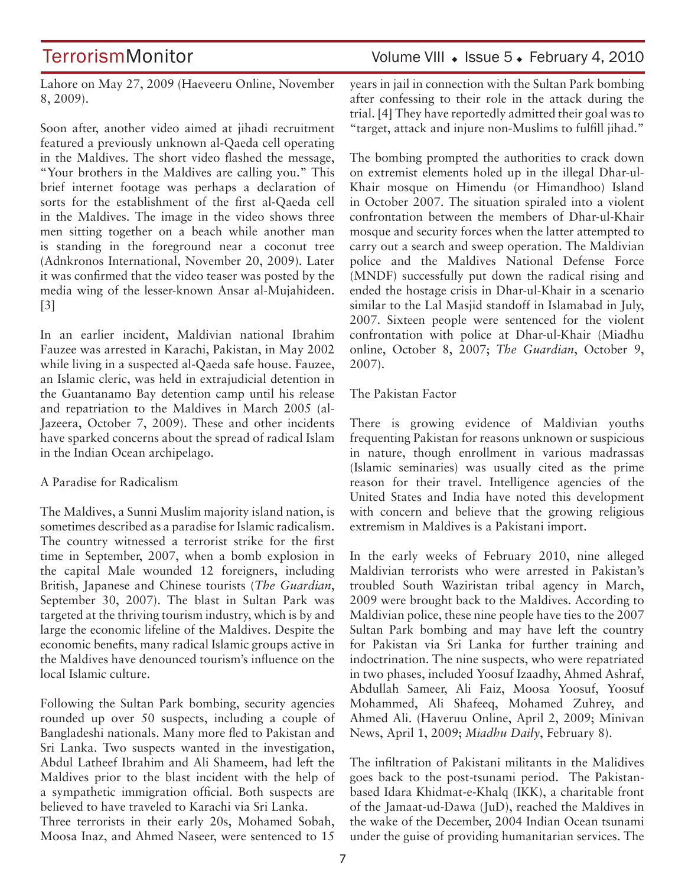Lahore on May 27, 2009 (Haeveeru Online, November 8, 2009).

Soon after, another video aimed at jihadi recruitment featured a previously unknown al-Qaeda cell operating in the Maldives. The short video flashed the message, "Your brothers in the Maldives are calling you." This brief internet footage was perhaps a declaration of sorts for the establishment of the first al-Qaeda cell in the Maldives. The image in the video shows three men sitting together on a beach while another man is standing in the foreground near a coconut tree (Adnkronos International, November 20, 2009). Later it was confirmed that the video teaser was posted by the media wing of the lesser-known Ansar al-Mujahideen. [3]

In an earlier incident, Maldivian national Ibrahim Fauzee was arrested in Karachi, Pakistan, in May 2002 while living in a suspected al-Qaeda safe house. Fauzee, an Islamic cleric, was held in extrajudicial detention in the Guantanamo Bay detention camp until his release and repatriation to the Maldives in March 2005 (al-Jazeera, October 7, 2009). These and other incidents have sparked concerns about the spread of radical Islam in the Indian Ocean archipelago.

## A Paradise for Radicalism

The Maldives, a Sunni Muslim majority island nation, is sometimes described as a paradise for Islamic radicalism. The country witnessed a terrorist strike for the first time in September, 2007, when a bomb explosion in the capital Male wounded 12 foreigners, including British, Japanese and Chinese tourists (*The Guardian*, September 30, 2007). The blast in Sultan Park was targeted at the thriving tourism industry, which is by and large the economic lifeline of the Maldives. Despite the economic benefits, many radical Islamic groups active in the Maldives have denounced tourism's influence on the local Islamic culture.

Following the Sultan Park bombing, security agencies rounded up over 50 suspects, including a couple of Bangladeshi nationals. Many more fled to Pakistan and Sri Lanka. Two suspects wanted in the investigation, Abdul Latheef Ibrahim and Ali Shameem, had left the Maldives prior to the blast incident with the help of a sympathetic immigration official. Both suspects are believed to have traveled to Karachi via Sri Lanka.

Three terrorists in their early 20s, Mohamed Sobah, Moosa Inaz, and Ahmed Naseer, were sentenced to 15 years in jail in connection with the Sultan Park bombing after confessing to their role in the attack during the trial. [4] They have reportedly admitted their goal was to "target, attack and injure non-Muslims to fulfill jihad."

The bombing prompted the authorities to crack down on extremist elements holed up in the illegal Dhar-ul-Khair mosque on Himendu (or Himandhoo) Island in October 2007. The situation spiraled into a violent confrontation between the members of Dhar-ul-Khair mosque and security forces when the latter attempted to carry out a search and sweep operation. The Maldivian police and the Maldives National Defense Force (MNDF) successfully put down the radical rising and ended the hostage crisis in Dhar-ul-Khair in a scenario similar to the Lal Masjid standoff in Islamabad in July, 2007. Sixteen people were sentenced for the violent confrontation with police at Dhar-ul-Khair (Miadhu online, October 8, 2007; *The Guardian*, October 9, 2007).

## The Pakistan Factor

There is growing evidence of Maldivian youths frequenting Pakistan for reasons unknown or suspicious in nature, though enrollment in various madrassas (Islamic seminaries) was usually cited as the prime reason for their travel. Intelligence agencies of the United States and India have noted this development with concern and believe that the growing religious extremism in Maldives is a Pakistani import.

In the early weeks of February 2010, nine alleged Maldivian terrorists who were arrested in Pakistan's troubled South Waziristan tribal agency in March, 2009 were brought back to the Maldives. According to Maldivian police, these nine people have ties to the 2007 Sultan Park bombing and may have left the country for Pakistan via Sri Lanka for further training and indoctrination. The nine suspects, who were repatriated in two phases, included Yoosuf Izaadhy, Ahmed Ashraf, Abdullah Sameer, Ali Faiz, Moosa Yoosuf, Yoosuf Mohammed, Ali Shafeeq, Mohamed Zuhrey, and Ahmed Ali. (Haveruu Online, April 2, 2009; Minivan News, April 1, 2009; *Miadhu Daily*, February 8).

The infiltration of Pakistani militants in the Malidives goes back to the post-tsunami period. The Pakistan-based Idara Khidmat-e-Khalq (IKK), a charitable front of the Jamaat-ud-Dawa (JuD), reached the Maldives in the wake of the December, 2004 Indian Ocean tsunami under the guise of providing humanitarian services. The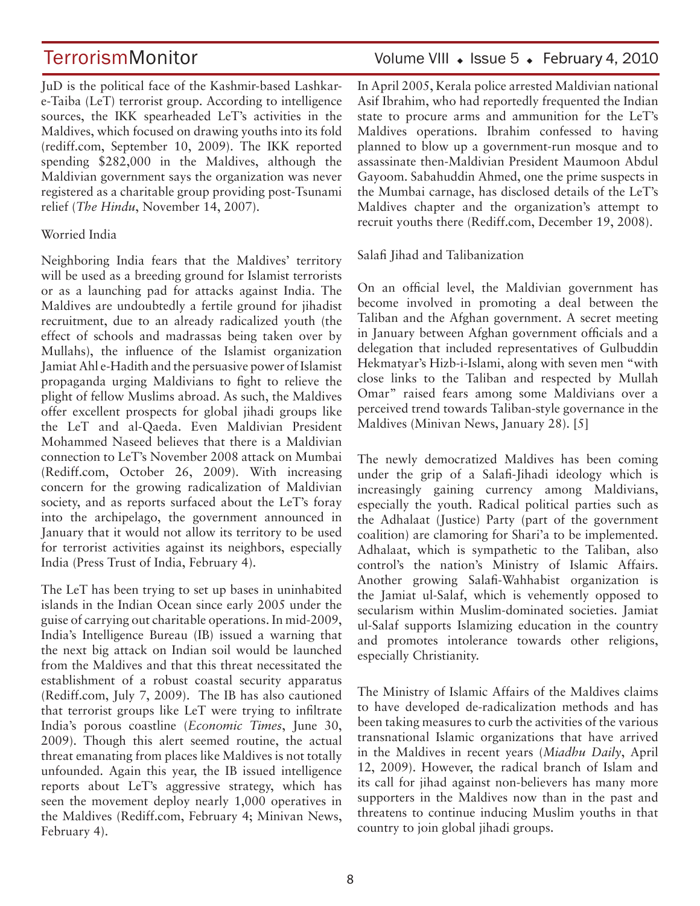JuD is the political face of the Kashmir-based Lashkar-e-Taiba (LeT) terrorist group. According to intelligence sources, the IKK spearheaded LeT's activities in the Maldives, which focused on drawing youths into its fold (rediff.com, September 10, 2009). The IKK reported spending $282,000 in the Maldives, although the Maldivian government says the organization was never registered as a charitable group providing post-Tsunami relief (*The Hindu*, November 14, 2007).

## Worried India

Neighboring India fears that the Maldives' territory will be used as a breeding ground for Islamist terrorists or as a launching pad for attacks against India. The Maldives are undoubtedly a fertile ground for jihadist recruitment, due to an already radicalized youth (the effect of schools and madrassas being taken over by Mullahs), the influence of the Islamist organization Jamiat Ahl e-Hadith and the persuasive power of Islamist propaganda urging Maldivians to fight to relieve the plight of fellow Muslims abroad. As such, the Maldives offer excellent prospects for global jihadi groups like the LeT and al-Qaeda. Even Maldivian President Mohammed Naseed believes that there is a Maldivian connection to LeT's November 2008 attack on Mumbai (Rediff.com, October 26, 2009). With increasing concern for the growing radicalization of Maldivian society, and as reports surfaced about the LeT's foray into the archipelago, the government announced in January that it would not allow its territory to be used for terrorist activities against its neighbors, especially India (Press Trust of India, February 4).

The LeT has been trying to set up bases in uninhabited islands in the Indian Ocean since early 2005 under the guise of carrying out charitable operations. In mid-2009, India's Intelligence Bureau (IB) issued a warning that the next big attack on Indian soil would be launched from the Maldives and that this threat necessitated the establishment of a robust coastal security apparatus (Rediff.com, July 7, 2009). The IB has also cautioned that terrorist groups like LeT were trying to infiltrate India's porous coastline (*Economic Times*, June 30, 2009). Though this alert seemed routine, the actual threat emanating from places like Maldives is not totally unfounded. Again this year, the IB issued intelligence reports about LeT's aggressive strategy, which has seen the movement deploy nearly 1,000 operatives in the Maldives (Rediff.com, February 4; Minivan News, February 4).

In April 2005, Kerala police arrested Maldivian national Asif Ibrahim, who had reportedly frequented the Indian state to procure arms and ammunition for the LeT's Maldives operations. Ibrahim confessed to having planned to blow up a government-run mosque and to assassinate then-Maldivian President Maumoon Abdul Gayoom. Sabahuddin Ahmed, one the prime suspects in the Mumbai carnage, has disclosed details of the LeT's Maldives chapter and the organization's attempt to recruit youths there (Rediff.com, December 19, 2008).

## Salafi Jihad and Talibanization

On an official level, the Maldivian government has become involved in promoting a deal between the Taliban and the Afghan government. A secret meeting in January between Afghan government officials and a delegation that included representatives of Gulbuddin Hekmatyar's Hizb-i-Islami, along with seven men "with close links to the Taliban and respected by Mullah Omar" raised fears among some Maldivians over a perceived trend towards Taliban-style governance in the Maldives (Minivan News, January 28). [5]

The newly democratized Maldives has been coming under the grip of a Salafi-Jihadi ideology which is increasingly gaining currency among Maldivians, especially the youth. Radical political parties such as the Adhalaat (Justice) Party (part of the government coalition) are clamoring for Shari'a to be implemented. Adhalaat, which is sympathetic to the Taliban, also control's the nation's Ministry of Islamic Affairs. Another growing Salafi-Wahhabist organization is the Jamiat ul-Salaf, which is vehemently opposed to secularism within Muslim-dominated societies. Jamiat ul-Salaf supports Islamizing education in the country and promotes intolerance towards other religions, especially Christianity.

The Ministry of Islamic Affairs of the Maldives claims to have developed de-radicalization methods and has been taking measures to curb the activities of the various transnational Islamic organizations that have arrived in the Maldives in recent years (*Miadhu Daily*, April 12, 2009). However, the radical branch of Islam and its call for jihad against non-believers has many more supporters in the Maldives now than in the past and threatens to continue inducing Muslim youths in that country to join global jihadi groups.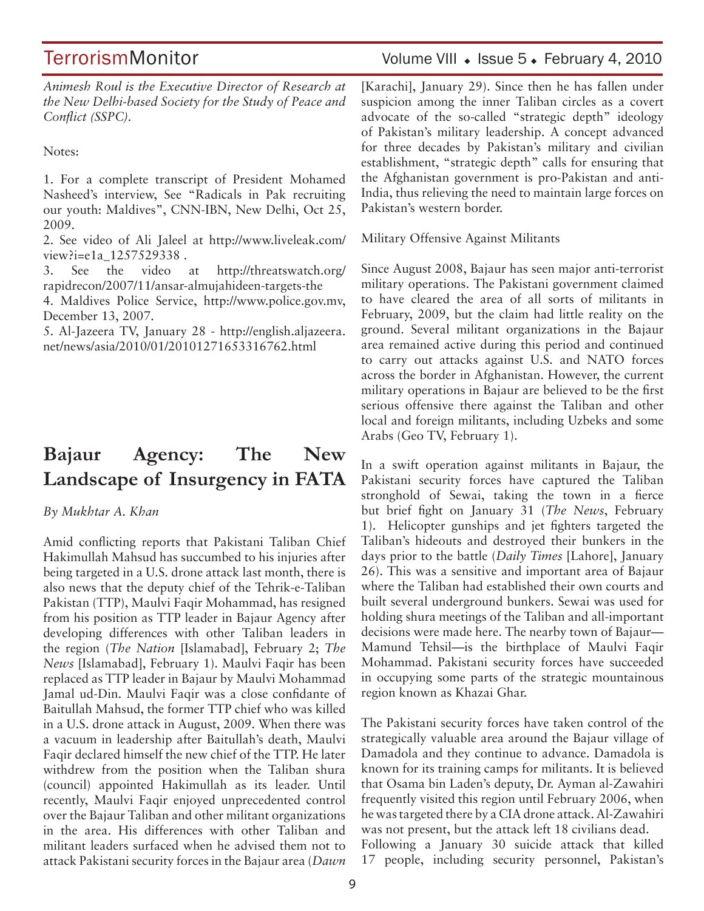*Animesh Roul is the Executive Director of Research at the New Delhi-based Society for the Study of Peace and Conflict (SSPC).*

Notes:

1. For a complete transcript of President Mohamed Nasheed's interview, See "Radicals in Pak recruiting our youth: Maldives", CNN-IBN, New Delhi, Oct 25, 2009.
2. See video of Ali Jaleel at http://www.liveleak.com/view?i=e1a_1257529338 .
3. See the video at http://threatswatch.org/rapidrecon/2007/11/ansar-almujahideen-targets-the
4. Maldives Police Service, http://www.police.gov.mv, December 13, 2007.
5. Al-Jazeera TV, January 28 - http://english.aljazeera.net/news/asia/2010/01/20101271653316762.html

# Bajaur Agency: The New Landscape of Insurgency in FATA

*By Mukhtar A. Khan*

Amid conflicting reports that Pakistani Taliban Chief Hakimullah Mahsud has succumbed to his injuries after being targeted in a U.S. drone attack last month, there is also news that the deputy chief of the Tehrik-e-Taliban Pakistan (TTP), Maulvi Faqir Mohammad, has resigned from his position as TTP leader in Bajaur Agency after developing differences with other Taliban leaders in the region (*The Nation* [Islamabad], February 2; *The News* [Islamabad], February 1). Maulvi Faqir has been replaced as TTP leader in Bajaur by Maulvi Mohammad Jamal ud-Din. Maulvi Faqir was a close confidante of Baitullah Mahsud, the former TTP chief who was killed in a U.S. drone attack in August, 2009. When there was a vacuum in leadership after Baitullah's death, Maulvi Faqir declared himself the new chief of the TTP. He later withdrew from the position when the Taliban shura (council) appointed Hakimullah as its leader. Until recently, Maulvi Faqir enjoyed unprecedented control over the Bajaur Taliban and other militant organizations in the area. His differences with other Taliban and militant leaders surfaced when he advised them not to attack Pakistani security forces in the Bajaur area (*Dawn* [Karachi], January 29). Since then he has fallen under suspicion among the inner Taliban circles as a covert advocate of the so-called "strategic depth" ideology of Pakistan's military leadership. A concept advanced for three decades by Pakistan's military and civilian establishment, "strategic depth" calls for ensuring that the Afghanistan government is pro-Pakistan and anti-India, thus relieving the need to maintain large forces on Pakistan's western border.

Military Offensive Against Militants

Since August 2008, Bajaur has seen major anti-terrorist military operations. The Pakistani government claimed to have cleared the area of all sorts of militants in February, 2009, but the claim had little reality on the ground. Several militant organizations in the Bajaur area remained active during this period and continued to carry out attacks against U.S. and NATO forces across the border in Afghanistan. However, the current military operations in Bajaur are believed to be the first serious offensive there against the Taliban and other local and foreign militants, including Uzbeks and some Arabs (Geo TV, February 1).

In a swift operation against militants in Bajaur, the Pakistani security forces have captured the Taliban stronghold of Sewai, taking the town in a fierce but brief fight on January 31 (*The News*, February 1). Helicopter gunships and jet fighters targeted the Taliban's hideouts and destroyed their bunkers in the days prior to the battle (*Daily Times* [Lahore], January 26). This was a sensitive and important area of Bajaur where the Taliban had established their own courts and built several underground bunkers. Sewai was used for holding shura meetings of the Taliban and all-important decisions were made here. The nearby town of Bajaur—Mamund Tehsil—is the birthplace of Maulvi Faqir Mohammad. Pakistani security forces have succeeded in occupying some parts of the strategic mountainous region known as Khazai Ghar.

The Pakistani security forces have taken control of the strategically valuable area around the Bajaur village of Damadola and they continue to advance. Damadola is known for its training camps for militants. It is believed that Osama bin Laden's deputy, Dr. Ayman al-Zawahiri frequently visited this region until February 2006, when he was targeted there by a CIA drone attack. Al-Zawahiri was not present, but the attack left 18 civilians dead.
Following a January 30 suicide attack that killed 17 people, including security personnel, Pakistan's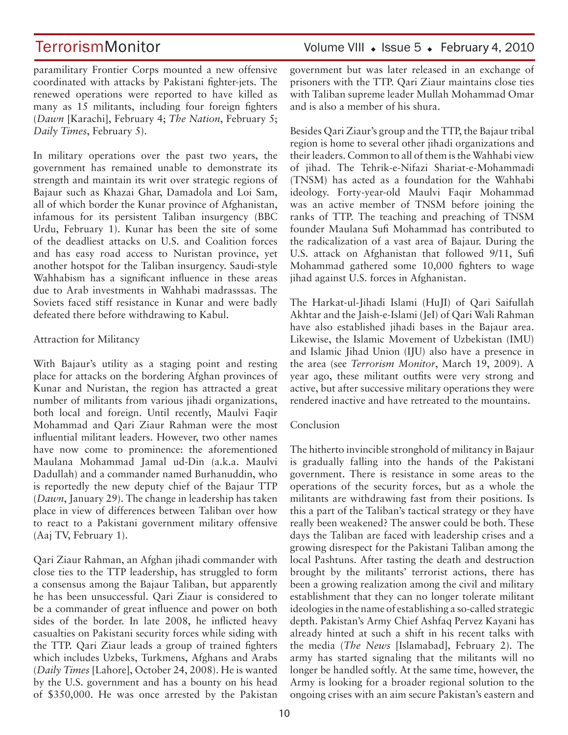paramilitary Frontier Corps mounted a new offensive coordinated with attacks by Pakistani fighter-jets. The renewed operations were reported to have killed as many as 15 militants, including four foreign fighters (*Dawn* [Karachi], February 4; *The Nation*, February 5; *Daily Times*, February 5).

In military operations over the past two years, the government has remained unable to demonstrate its strength and maintain its writ over strategic regions of Bajaur such as Khazai Ghar, Damadola and Loi Sam, all of which border the Kunar province of Afghanistan, infamous for its persistent Taliban insurgency (BBC Urdu, February 1). Kunar has been the site of some of the deadliest attacks on U.S. and Coalition forces and has easy road access to Nuristan province, yet another hotspot for the Taliban insurgency. Saudi-style Wahhabism has a significant influence in these areas due to Arab investments in Wahhabi madrasssas. The Soviets faced stiff resistance in Kunar and were badly defeated there before withdrawing to Kabul.

Attraction for Militancy

With Bajaur's utility as a staging point and resting place for attacks on the bordering Afghan provinces of Kunar and Nuristan, the region has attracted a great number of militants from various jihadi organizations, both local and foreign. Until recently, Maulvi Faqir Mohammad and Qari Ziaur Rahman were the most influential militant leaders. However, two other names have now come to prominence: the aforementioned Maulana Mohammad Jamal ud-Din (a.k.a. Maulvi Dadullah) and a commander named Burhanuddin, who is reportedly the new deputy chief of the Bajaur TTP (*Dawn*, January 29). The change in leadership has taken place in view of differences between Taliban over how to react to a Pakistani government military offensive (Aaj TV, February 1).

Qari Ziaur Rahman, an Afghan jihadi commander with close ties to the TTP leadership, has struggled to form a consensus among the Bajaur Taliban, but apparently he has been unsuccessful. Qari Ziaur is considered to be a commander of great influence and power on both sides of the border. In late 2008, he inflicted heavy casualties on Pakistani security forces while siding with the TTP. Qari Ziaur leads a group of trained fighters which includes Uzbeks, Turkmens, Afghans and Arabs (*Daily Times* [Lahore], October 24, 2008). He is wanted by the U.S. government and has a bounty on his head of $350,000. He was once arrested by the Pakistan government but was later released in an exchange of prisoners with the TTP. Qari Ziaur maintains close ties with Taliban supreme leader Mullah Mohammad Omar and is also a member of his shura.

Besides Qari Ziaur's group and the TTP, the Bajaur tribal region is home to several other jihadi organizations and their leaders. Common to all of them is the Wahhabi view of jihad. The Tehrik-e-Nifazi Shariat-e-Mohammadi (TNSM) has acted as a foundation for the Wahhabi ideology. Forty-year-old Maulvi Faqir Mohammad was an active member of TNSM before joining the ranks of TTP. The teaching and preaching of TNSM founder Maulana Sufi Mohammad has contributed to the radicalization of a vast area of Bajaur. During the U.S. attack on Afghanistan that followed 9/11, Sufi Mohammad gathered some 10,000 fighters to wage jihad against U.S. forces in Afghanistan.

The Harkat-ul-Jihadi Islami (HuJI) of Qari Saifullah Akhtar and the Jaish-e-Islami (JeI) of Qari Wali Rahman have also established jihadi bases in the Bajaur area. Likewise, the Islamic Movement of Uzbekistan (IMU) and Islamic Jihad Union (IJU) also have a presence in the area (see *Terrorism Monitor*, March 19, 2009). A year ago, these militant outfits were very strong and active, but after successive military operations they were rendered inactive and have retreated to the mountains.

Conclusion

The hitherto invincible stronghold of militancy in Bajaur is gradually falling into the hands of the Pakistani government. There is resistance in some areas to the operations of the security forces, but as a whole the militants are withdrawing fast from their positions. Is this a part of the Taliban's tactical strategy or they have really been weakened? The answer could be both. These days the Taliban are faced with leadership crises and a growing disrespect for the Pakistani Taliban among the local Pashtuns. After tasting the death and destruction brought by the militants' terrorist actions, there has been a growing realization among the civil and military establishment that they can no longer tolerate militant ideologies in the name of establishing a so-called strategic depth. Pakistan's Army Chief Ashfaq Pervez Kayani has already hinted at such a shift in his recent talks with the media (*The News* [Islamabad], February 2). The army has started signaling that the militants will no longer be handled softly. At the same time, however, the Army is looking for a broader regional solution to the ongoing crises with an aim secure Pakistan's eastern and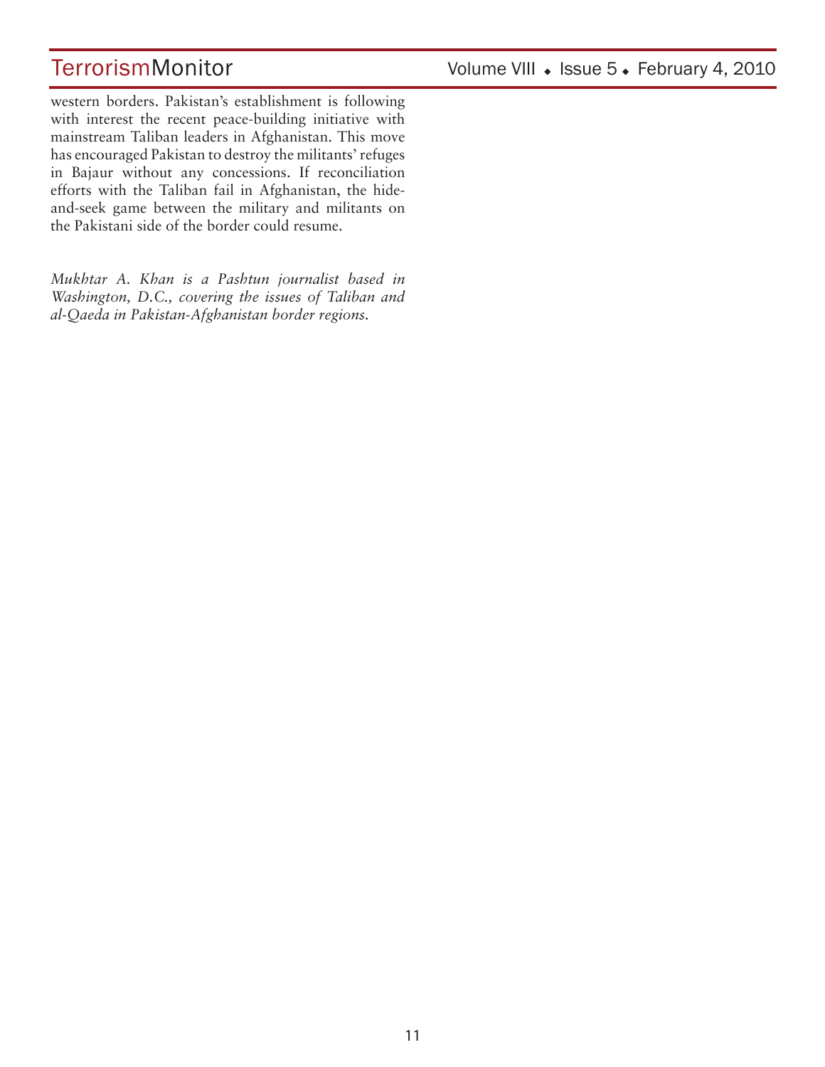western borders. Pakistan's establishment is following with interest the recent peace-building initiative with mainstream Taliban leaders in Afghanistan. This move has encouraged Pakistan to destroy the militants' refuges in Bajaur without any concessions. If reconciliation efforts with the Taliban fail in Afghanistan, the hide-and-seek game between the military and militants on the Pakistani side of the border could resume.

*Mukhtar A. Khan is a Pashtun journalist based in Washington, D.C., covering the issues of Taliban and al-Qaeda in Pakistan-Afghanistan border regions.*